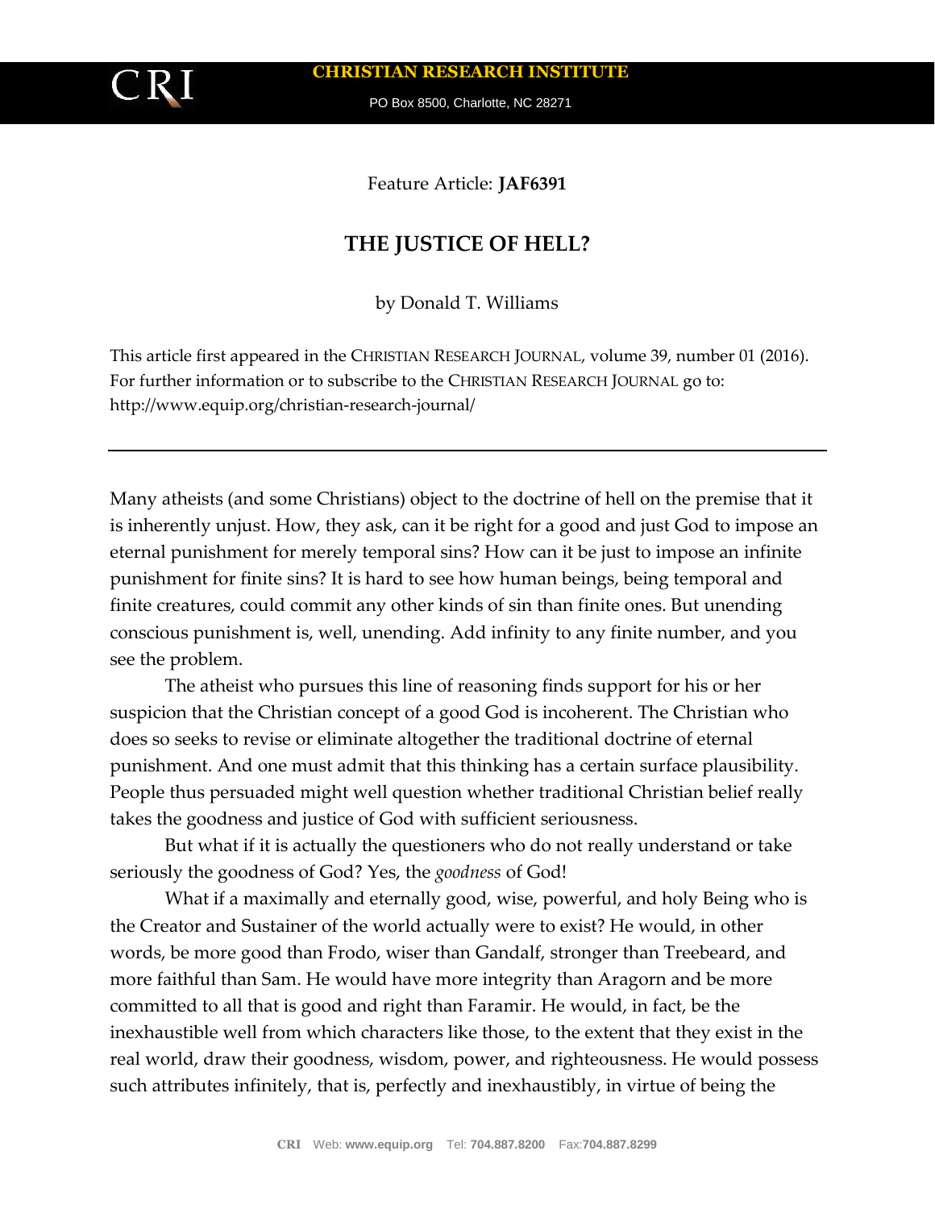CHRISTIAN RESEARCH INSTITUTE

PO Box 8500, Charlotte, NC 28271

Feature Article: **JAF6391**

# THE JUSTICE OF HELL?

by Donald T. Williams

This article first appeared in the CHRISTIAN RESEARCH JOURNAL, volume 39, number 01 (2016). For further information or to subscribe to the CHRISTIAN RESEARCH JOURNAL go to: http://www.equip.org/christian-research-journal/

---

Many atheists (and some Christians) object to the doctrine of hell on the premise that it is inherently unjust. How, they ask, can it be right for a good and just God to impose an eternal punishment for merely temporal sins? How can it be just to impose an infinite punishment for finite sins? It is hard to see how human beings, being temporal and finite creatures, could commit any other kinds of sin than finite ones. But unending conscious punishment is, well, unending. Add infinity to any finite number, and you see the problem.

The atheist who pursues this line of reasoning finds support for his or her suspicion that the Christian concept of a good God is incoherent. The Christian who does so seeks to revise or eliminate altogether the traditional doctrine of eternal punishment. And one must admit that this thinking has a certain surface plausibility. People thus persuaded might well question whether traditional Christian belief really takes the goodness and justice of God with sufficient seriousness.

But what if it is actually the questioners who do not really understand or take seriously the goodness of God? Yes, the *goodness* of God!

What if a maximally and eternally good, wise, powerful, and holy Being who is the Creator and Sustainer of the world actually were to exist? He would, in other words, be more good than Frodo, wiser than Gandalf, stronger than Treebeard, and more faithful than Sam. He would have more integrity than Aragorn and be more committed to all that is good and right than Faramir. He would, in fact, be the inexhaustible well from which characters like those, to the extent that they exist in the real world, draw their goodness, wisdom, power, and righteousness. He would possess such attributes infinitely, that is, perfectly and inexhaustibly, in virtue of being the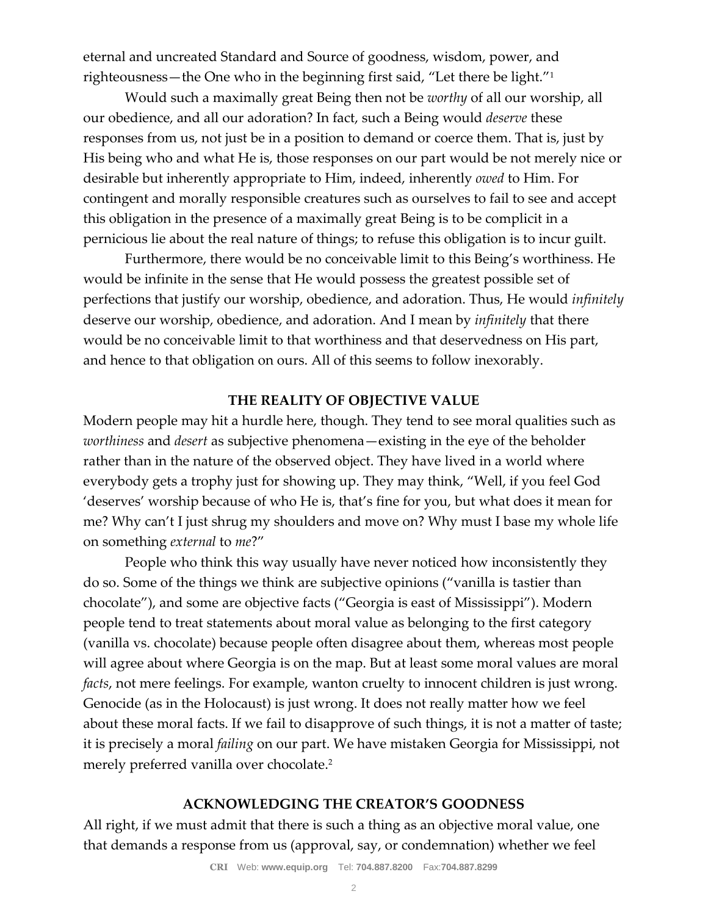eternal and uncreated Standard and Source of goodness, wisdom, power, and righteousness—the One who in the beginning first said, "Let there be light."[1]

Would such a maximally great Being then not be *worthy* of all our worship, all our obedience, and all our adoration? In fact, such a Being would *deserve* these responses from us, not just be in a position to demand or coerce them. That is, just by His being who and what He is, those responses on our part would be not merely nice or desirable but inherently appropriate to Him, indeed, inherently *owed* to Him. For contingent and morally responsible creatures such as ourselves to fail to see and accept this obligation in the presence of a maximally great Being is to be complicit in a pernicious lie about the real nature of things; to refuse this obligation is to incur guilt.

Furthermore, there would be no conceivable limit to this Being's worthiness. He would be infinite in the sense that He would possess the greatest possible set of perfections that justify our worship, obedience, and adoration. Thus, He would *infinitely* deserve our worship, obedience, and adoration. And I mean by *infinitely* that there would be no conceivable limit to that worthiness and that deservedness on His part, and hence to that obligation on ours. All of this seems to follow inexorably.

## THE REALITY OF OBJECTIVE VALUE

Modern people may hit a hurdle here, though. They tend to see moral qualities such as *worthiness* and *desert* as subjective phenomena—existing in the eye of the beholder rather than in the nature of the observed object. They have lived in a world where everybody gets a trophy just for showing up. They may think, "Well, if you feel God 'deserves' worship because of who He is, that's fine for you, but what does it mean for me? Why can't I just shrug my shoulders and move on? Why must I base my whole life on something *external* to *me*?"

People who think this way usually have never noticed how inconsistently they do so. Some of the things we think are subjective opinions ("vanilla is tastier than chocolate"), and some are objective facts ("Georgia is east of Mississippi"). Modern people tend to treat statements about moral value as belonging to the first category (vanilla vs. chocolate) because people often disagree about them, whereas most people will agree about where Georgia is on the map. But at least some moral values are moral *facts*, not mere feelings. For example, wanton cruelty to innocent children is just wrong. Genocide (as in the Holocaust) is just wrong. It does not really matter how we feel about these moral facts. If we fail to disapprove of such things, it is not a matter of taste; it is precisely a moral *failing* on our part. We have mistaken Georgia for Mississippi, not merely preferred vanilla over chocolate.[2]

## ACKNOWLEDGING THE CREATOR'S GOODNESS

All right, if we must admit that there is such a thing as an objective moral value, one that demands a response from us (approval, say, or condemnation) whether we feel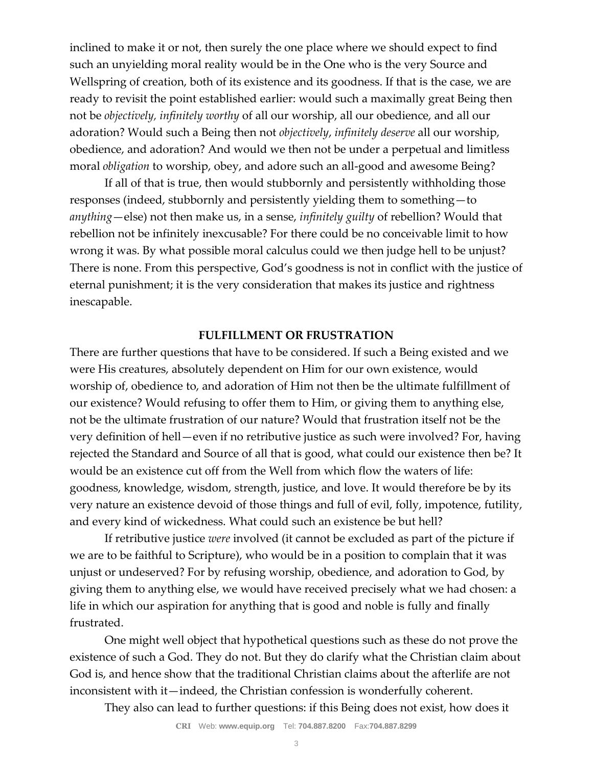inclined to make it or not, then surely the one place where we should expect to find such an unyielding moral reality would be in the One who is the very Source and Wellspring of creation, both of its existence and its goodness. If that is the case, we are ready to revisit the point established earlier: would such a maximally great Being then not be *objectively, infinitely worthy* of all our worship, all our obedience, and all our adoration? Would such a Being then not *objectively*, *infinitely deserve* all our worship, obedience, and adoration? And would we then not be under a perpetual and limitless moral *obligation* to worship, obey, and adore such an all-good and awesome Being?

If all of that is true, then would stubbornly and persistently withholding those responses (indeed, stubbornly and persistently yielding them to something—to *anything*—else) not then make us, in a sense, *infinitely guilty* of rebellion? Would that rebellion not be infinitely inexcusable? For there could be no conceivable limit to how wrong it was. By what possible moral calculus could we then judge hell to be unjust? There is none. From this perspective, God's goodness is not in conflict with the justice of eternal punishment; it is the very consideration that makes its justice and rightness inescapable.

## FULFILLMENT OR FRUSTRATION

There are further questions that have to be considered. If such a Being existed and we were His creatures, absolutely dependent on Him for our own existence, would worship of, obedience to, and adoration of Him not then be the ultimate fulfillment of our existence? Would refusing to offer them to Him, or giving them to anything else, not be the ultimate frustration of our nature? Would that frustration itself not be the very definition of hell—even if no retributive justice as such were involved? For, having rejected the Standard and Source of all that is good, what could our existence then be? It would be an existence cut off from the Well from which flow the waters of life: goodness, knowledge, wisdom, strength, justice, and love. It would therefore be by its very nature an existence devoid of those things and full of evil, folly, impotence, futility, and every kind of wickedness. What could such an existence be but hell?

If retributive justice *were* involved (it cannot be excluded as part of the picture if we are to be faithful to Scripture), who would be in a position to complain that it was unjust or undeserved? For by refusing worship, obedience, and adoration to God, by giving them to anything else, we would have received precisely what we had chosen: a life in which our aspiration for anything that is good and noble is fully and finally frustrated.

One might well object that hypothetical questions such as these do not prove the existence of such a God. They do not. But they do clarify what the Christian claim about God is, and hence show that the traditional Christian claims about the afterlife are not inconsistent with it—indeed, the Christian confession is wonderfully coherent.

They also can lead to further questions: if this Being does not exist, how does it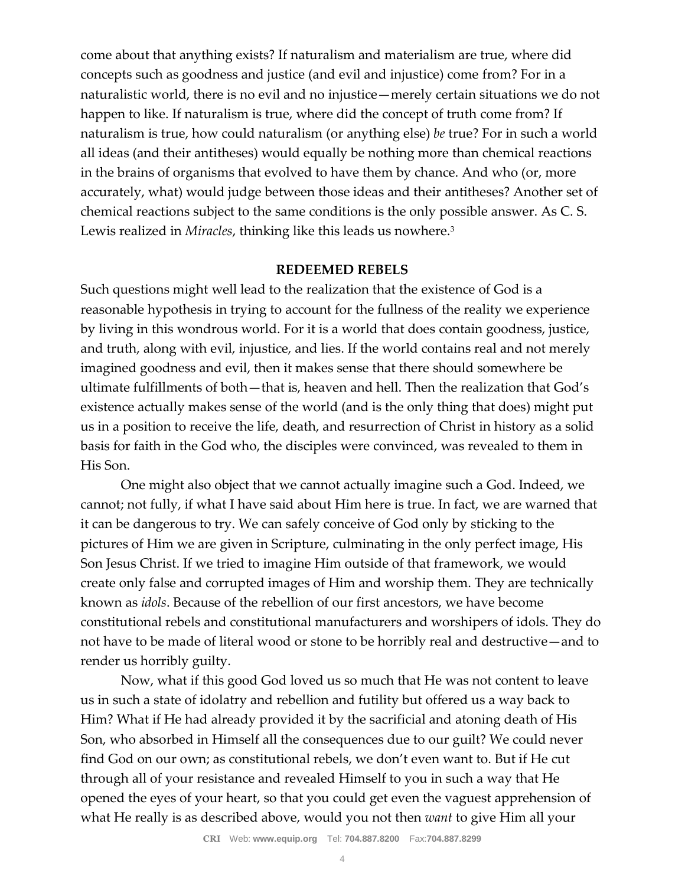come about that anything exists? If naturalism and materialism are true, where did concepts such as goodness and justice (and evil and injustice) come from? For in a naturalistic world, there is no evil and no injustice—merely certain situations we do not happen to like. If naturalism is true, where did the concept of truth come from? If naturalism is true, how could naturalism (or anything else) *be* true? For in such a world all ideas (and their antitheses) would equally be nothing more than chemical reactions in the brains of organisms that evolved to have them by chance. And who (or, more accurately, what) would judge between those ideas and their antitheses? Another set of chemical reactions subject to the same conditions is the only possible answer. As C. S. Lewis realized in *Miracles*, thinking like this leads us nowhere.[3]

**REDEEMED REBELS**

Such questions might well lead to the realization that the existence of God is a reasonable hypothesis in trying to account for the fullness of the reality we experience by living in this wondrous world. For it is a world that does contain goodness, justice, and truth, along with evil, injustice, and lies. If the world contains real and not merely imagined goodness and evil, then it makes sense that there should somewhere be ultimate fulfillments of both—that is, heaven and hell. Then the realization that God's existence actually makes sense of the world (and is the only thing that does) might put us in a position to receive the life, death, and resurrection of Christ in history as a solid basis for faith in the God who, the disciples were convinced, was revealed to them in His Son.

One might also object that we cannot actually imagine such a God. Indeed, we cannot; not fully, if what I have said about Him here is true. In fact, we are warned that it can be dangerous to try. We can safely conceive of God only by sticking to the pictures of Him we are given in Scripture, culminating in the only perfect image, His Son Jesus Christ. If we tried to imagine Him outside of that framework, we would create only false and corrupted images of Him and worship them. They are technically known as *idols*. Because of the rebellion of our first ancestors, we have become constitutional rebels and constitutional manufacturers and worshipers of idols. They do not have to be made of literal wood or stone to be horribly real and destructive—and to render us horribly guilty.

Now, what if this good God loved us so much that He was not content to leave us in such a state of idolatry and rebellion and futility but offered us a way back to Him? What if He had already provided it by the sacrificial and atoning death of His Son, who absorbed in Himself all the consequences due to our guilt? We could never find God on our own; as constitutional rebels, we don't even want to. But if He cut through all of your resistance and revealed Himself to you in such a way that He opened the eyes of your heart, so that you could get even the vaguest apprehension of what He really is as described above, would you not then *want* to give Him all your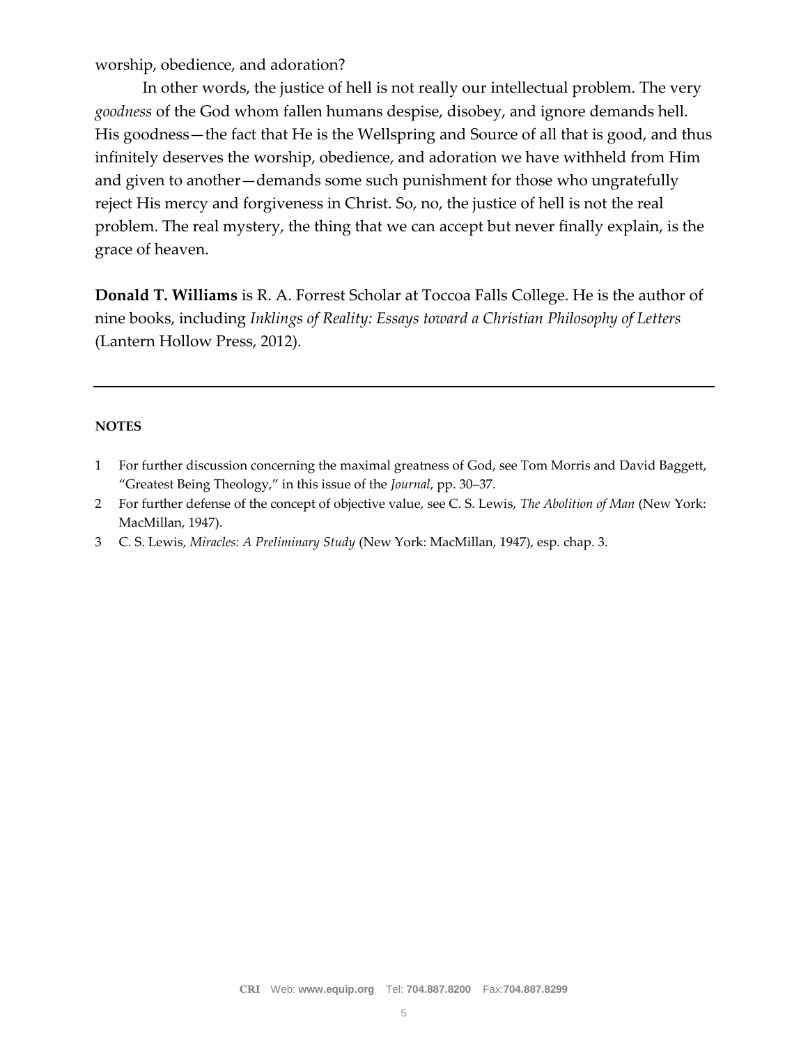worship, obedience, and adoration?

In other words, the justice of hell is not really our intellectual problem. The very *goodness* of the God whom fallen humans despise, disobey, and ignore demands hell. His goodness—the fact that He is the Wellspring and Source of all that is good, and thus infinitely deserves the worship, obedience, and adoration we have withheld from Him and given to another—demands some such punishment for those who ungratefully reject His mercy and forgiveness in Christ. So, no, the justice of hell is not the real problem. The real mystery, the thing that we can accept but never finally explain, is the grace of heaven.

**Donald T. Williams** is R. A. Forrest Scholar at Toccoa Falls College. He is the author of nine books, including *Inklings of Reality: Essays toward a Christian Philosophy of Letters* (Lantern Hollow Press, 2012).

---

**NOTES**

1 For further discussion concerning the maximal greatness of God, see Tom Morris and David Baggett, "Greatest Being Theology," in this issue of the *Journal*, pp. 30–37.

2 For further defense of the concept of objective value, see C. S. Lewis, *The Abolition of Man* (New York: MacMillan, 1947).

3 C. S. Lewis, *Miracles: A Preliminary Study* (New York: MacMillan, 1947), esp. chap. 3.

**CRI** Web: **www.equip.org** Tel: **704.887.8200** Fax:**704.887.8299**